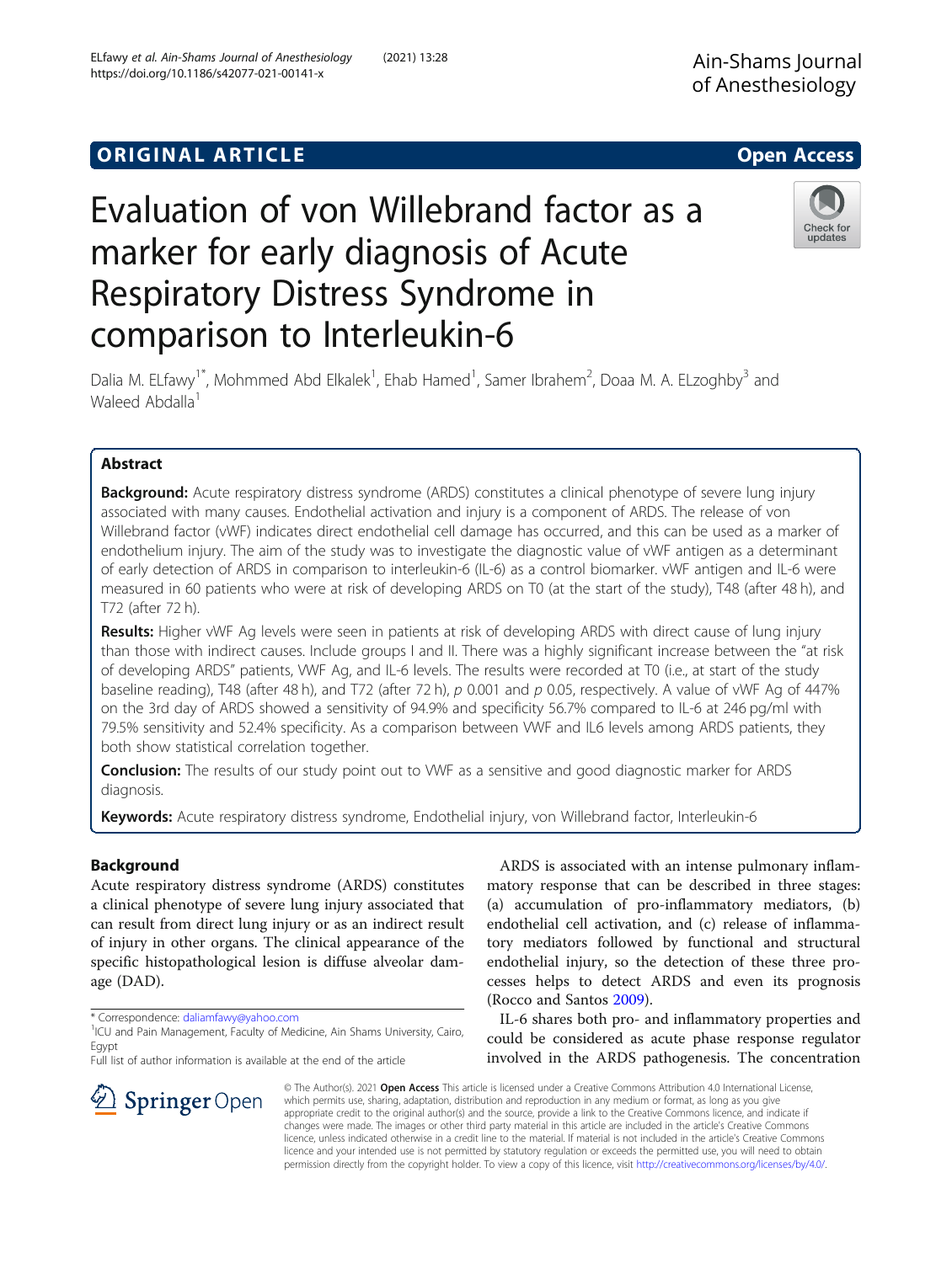ORIGINAL ARTICLE

Open Access

# Evaluation of von Willebrand factor as a marker for early diagnosis of Acute Respiratory Distress Syndrome in comparison to Interleukin-6

Dalia M. ELfawy[1*], Mohmmed Abd Elkalek[1], Ehab Hamed[1], Samer Ibrahem[2], Doaa M. A. ELzoghby[3] and Waleed Abdalla[1]

## Abstract

**Background:** Acute respiratory distress syndrome (ARDS) constitutes a clinical phenotype of severe lung injury associated with many causes. Endothelial activation and injury is a component of ARDS. The release of von Willebrand factor (vWF) indicates direct endothelial cell damage has occurred, and this can be used as a marker of endothelium injury. The aim of the study was to investigate the diagnostic value of vWF antigen as a determinant of early detection of ARDS in comparison to interleukin-6 (IL-6) as a control biomarker. vWF antigen and IL-6 were measured in 60 patients who were at risk of developing ARDS on T0 (at the start of the study), T48 (after 48 h), and T72 (after 72 h).

**Results:** Higher vWF Ag levels were seen in patients at risk of developing ARDS with direct cause of lung injury than those with indirect causes. Include groups I and II. There was a highly significant increase between the "at risk of developing ARDS" patients, VWF Ag, and IL-6 levels. The results were recorded at T0 (i.e., at start of the study baseline reading), T48 (after 48 h), and T72 (after 72 h), $p$ 0.001 and $p$ 0.05, respectively. A value of vWF Ag of 447% on the 3rd day of ARDS showed a sensitivity of 94.9% and specificity 56.7% compared to IL-6 at 246 pg/ml with 79.5% sensitivity and 52.4% specificity. As a comparison between VWF and IL6 levels among ARDS patients, they both show statistical correlation together.

**Conclusion:** The results of our study point out to VWF as a sensitive and good diagnostic marker for ARDS diagnosis.

**Keywords:** Acute respiratory distress syndrome, Endothelial injury, von Willebrand factor, Interleukin-6

## Background

Acute respiratory distress syndrome (ARDS) constitutes a clinical phenotype of severe lung injury associated that can result from direct lung injury or as an indirect result of injury in other organs. The clinical appearance of the specific histopathological lesion is diffuse alveolar damage (DAD).

ARDS is associated with an intense pulmonary inflammatory response that can be described in three stages: (a) accumulation of pro-inflammatory mediators, (b) endothelial cell activation, and (c) release of inflammatory mediators followed by functional and structural endothelial injury, so the detection of these three processes helps to detect ARDS and even its prognosis (Rocco and Santos 2009).

IL-6 shares both pro- and inflammatory properties and could be considered as acute phase response regulator involved in the ARDS pathogenesis. The concentration

* Correspondence: daliamfawy@yahoo.com
[1]ICU and Pain Management, Faculty of Medicine, Ain Shams University, Cairo, Egypt
Full list of author information is available at the end of the article

© The Author(s). 2021 **Open Access** This article is licensed under a Creative Commons Attribution 4.0 International License, which permits use, sharing, adaptation, distribution and reproduction in any medium or format, as long as you give appropriate credit to the original author(s) and the source, provide a link to the Creative Commons licence, and indicate if changes were made. The images or other third party material in this article are included in the article's Creative Commons licence, unless indicated otherwise in a credit line to the material. If material is not included in the article's Creative Commons licence and your intended use is not permitted by statutory regulation or exceeds the permitted use, you will need to obtain permission directly from the copyright holder. To view a copy of this licence, visit http://creativecommons.org/licenses/by/4.0/.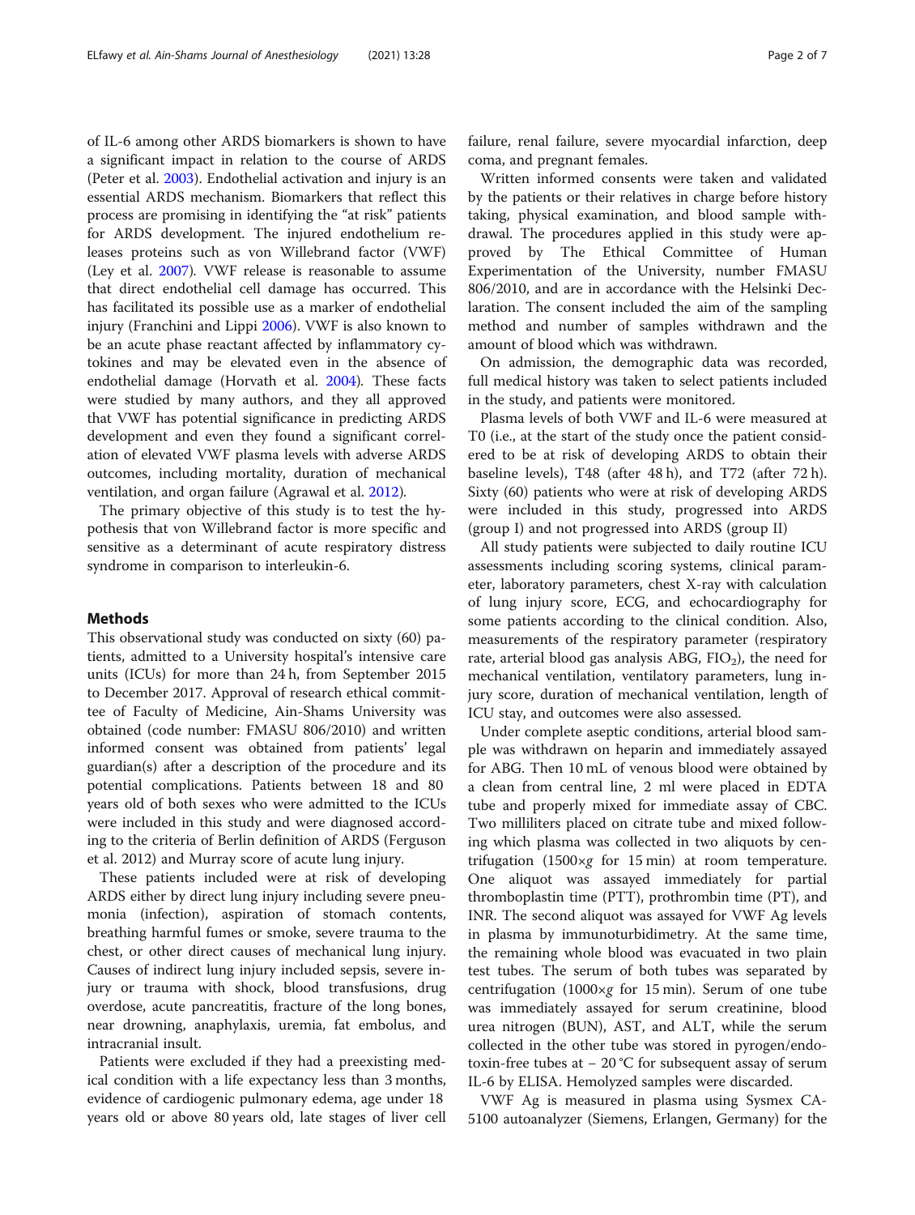of IL-6 among other ARDS biomarkers is shown to have a significant impact in relation to the course of ARDS (Peter et al. 2003). Endothelial activation and injury is an essential ARDS mechanism. Biomarkers that reflect this process are promising in identifying the "at risk" patients for ARDS development. The injured endothelium releases proteins such as von Willebrand factor (VWF) (Ley et al. 2007). VWF release is reasonable to assume that direct endothelial cell damage has occurred. This has facilitated its possible use as a marker of endothelial injury (Franchini and Lippi 2006). VWF is also known to be an acute phase reactant affected by inflammatory cytokines and may be elevated even in the absence of endothelial damage (Horvath et al. 2004). These facts were studied by many authors, and they all approved that VWF has potential significance in predicting ARDS development and even they found a significant correlation of elevated VWF plasma levels with adverse ARDS outcomes, including mortality, duration of mechanical ventilation, and organ failure (Agrawal et al. 2012).

The primary objective of this study is to test the hypothesis that von Willebrand factor is more specific and sensitive as a determinant of acute respiratory distress syndrome in comparison to interleukin-6.

## Methods

This observational study was conducted on sixty (60) patients, admitted to a University hospital's intensive care units (ICUs) for more than 24 h, from September 2015 to December 2017. Approval of research ethical committee of Faculty of Medicine, Ain-Shams University was obtained (code number: FMASU 806/2010) and written informed consent was obtained from patients' legal guardian(s) after a description of the procedure and its potential complications. Patients between 18 and 80 years old of both sexes who were admitted to the ICUs were included in this study and were diagnosed according to the criteria of Berlin definition of ARDS (Ferguson et al. 2012) and Murray score of acute lung injury.

These patients included were at risk of developing ARDS either by direct lung injury including severe pneumonia (infection), aspiration of stomach contents, breathing harmful fumes or smoke, severe trauma to the chest, or other direct causes of mechanical lung injury. Causes of indirect lung injury included sepsis, severe injury or trauma with shock, blood transfusions, drug overdose, acute pancreatitis, fracture of the long bones, near drowning, anaphylaxis, uremia, fat embolus, and intracranial insult.

Patients were excluded if they had a preexisting medical condition with a life expectancy less than 3 months, evidence of cardiogenic pulmonary edema, age under 18 years old or above 80 years old, late stages of liver cell failure, renal failure, severe myocardial infarction, deep coma, and pregnant females.

Written informed consents were taken and validated by the patients or their relatives in charge before history taking, physical examination, and blood sample withdrawal. The procedures applied in this study were approved by The Ethical Committee of Human Experimentation of the University, number FMASU 806/2010, and are in accordance with the Helsinki Declaration. The consent included the aim of the sampling method and number of samples withdrawn and the amount of blood which was withdrawn.

On admission, the demographic data was recorded, full medical history was taken to select patients included in the study, and patients were monitored.

Plasma levels of both VWF and IL-6 were measured at T0 (i.e., at the start of the study once the patient considered to be at risk of developing ARDS to obtain their baseline levels), T48 (after 48 h), and T72 (after 72 h). Sixty (60) patients who were at risk of developing ARDS were included in this study, progressed into ARDS (group I) and not progressed into ARDS (group II)

All study patients were subjected to daily routine ICU assessments including scoring systems, clinical parameter, laboratory parameters, chest X-ray with calculation of lung injury score, ECG, and echocardiography for some patients according to the clinical condition. Also, measurements of the respiratory parameter (respiratory rate, arterial blood gas analysis ABG, $FIO_2$), the need for mechanical ventilation, ventilatory parameters, lung injury score, duration of mechanical ventilation, length of ICU stay, and outcomes were also assessed.

Under complete aseptic conditions, arterial blood sample was withdrawn on heparin and immediately assayed for ABG. Then 10 mL of venous blood were obtained by a clean from central line, 2 ml were placed in EDTA tube and properly mixed for immediate assay of CBC. Two milliliters placed on citrate tube and mixed following which plasma was collected in two aliquots by centrifugation (1500×*g* for 15 min) at room temperature. One aliquot was assayed immediately for partial thromboplastin time (PTT), prothrombin time (PT), and INR. The second aliquot was assayed for VWF Ag levels in plasma by immunoturbidimetry. At the same time, the remaining whole blood was evacuated in two plain test tubes. The serum of both tubes was separated by centrifugation (1000×*g* for 15 min). Serum of one tube was immediately assayed for serum creatinine, blood urea nitrogen (BUN), AST, and ALT, while the serum collected in the other tube was stored in pyrogen/endotoxin-free tubes at − 20 °C for subsequent assay of serum IL-6 by ELISA. Hemolyzed samples were discarded.

VWF Ag is measured in plasma using Sysmex CA-5100 autoanalyzer (Siemens, Erlangen, Germany) for the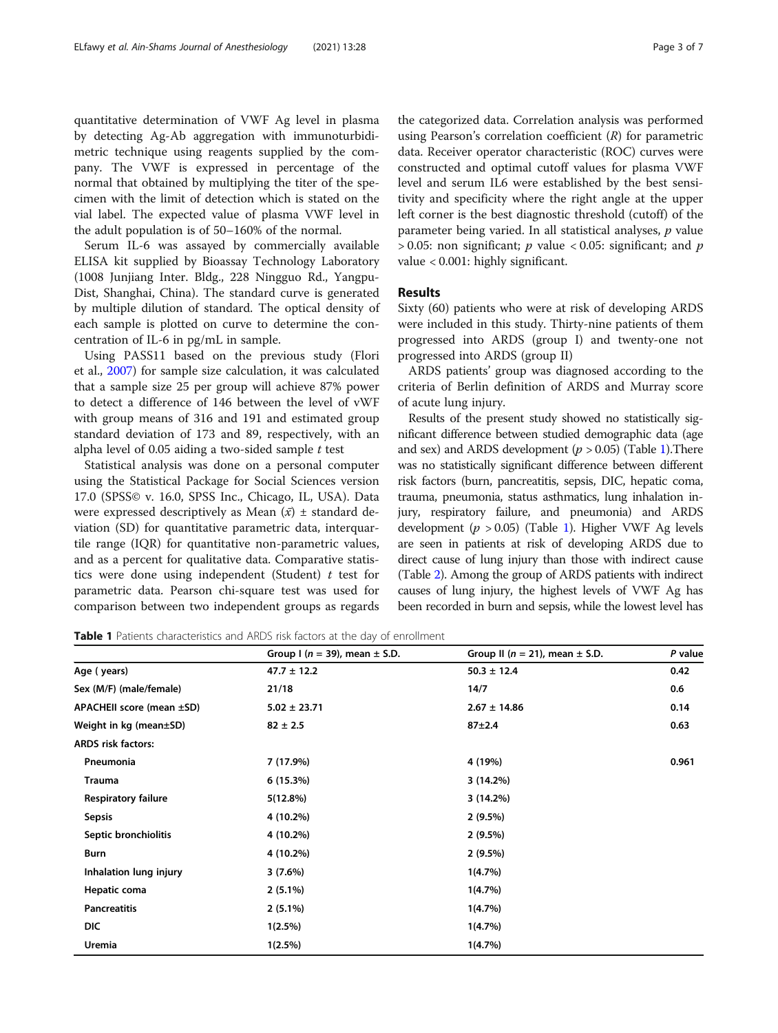quantitative determination of VWF Ag level in plasma by detecting Ag-Ab aggregation with immunoturbidimetric technique using reagents supplied by the company. The VWF is expressed in percentage of the normal that obtained by multiplying the titer of the specimen with the limit of detection which is stated on the vial label. The expected value of plasma VWF level in the adult population is of 50–160% of the normal.

Serum IL-6 was assayed by commercially available ELISA kit supplied by Bioassay Technology Laboratory (1008 Junjiang Inter. Bldg., 228 Ningguo Rd., Yangpu-Dist, Shanghai, China). The standard curve is generated by multiple dilution of standard. The optical density of each sample is plotted on curve to determine the concentration of IL-6 in pg/mL in sample.

Using PASS11 based on the previous study (Flori et al., 2007) for sample size calculation, it was calculated that a sample size 25 per group will achieve 87% power to detect a difference of 146 between the level of vWF with group means of 316 and 191 and estimated group standard deviation of 173 and 89, respectively, with an alpha level of 0.05 aiding a two-sided sample $t$ test

Statistical analysis was done on a personal computer using the Statistical Package for Social Sciences version 17.0 (SPSS© v. 16.0, SPSS Inc., Chicago, IL, USA). Data were expressed descriptively as Mean ($\bar{x}$) ± standard deviation (SD) for quantitative parametric data, interquartile range (IQR) for quantitative non-parametric values, and as a percent for qualitative data. Comparative statistics were done using independent (Student) $t$ test for parametric data. Pearson chi-square test was used for comparison between two independent groups as regards the categorized data. Correlation analysis was performed using Pearson's correlation coefficient ($R$) for parametric data. Receiver operator characteristic (ROC) curves were constructed and optimal cutoff values for plasma VWF level and serum IL6 were established by the best sensitivity and specificity where the right angle at the upper left corner is the best diagnostic threshold (cutoff) of the parameter being varied. In all statistical analyses, $p$ value $> 0.05$: non significant; $p$ value $< 0.05$: significant; and $p$ value $< 0.001$: highly significant.

## Results

Sixty (60) patients who were at risk of developing ARDS were included in this study. Thirty-nine patients of them progressed into ARDS (group I) and twenty-one not progressed into ARDS (group II)

ARDS patients' group was diagnosed according to the criteria of Berlin definition of ARDS and Murray score of acute lung injury.

Results of the present study showed no statistically significant difference between studied demographic data (age and sex) and ARDS development ($p > 0.05$) (Table 1).There was no statistically significant difference between different risk factors (burn, pancreatitis, sepsis, DIC, hepatic coma, trauma, pneumonia, status asthmatics, lung inhalation injury, respiratory failure, and pneumonia) and ARDS development ($p > 0.05$) (Table 1). Higher VWF Ag levels are seen in patients at risk of developing ARDS due to direct cause of lung injury than those with indirect cause (Table 2). Among the group of ARDS patients with indirect causes of lung injury, the highest levels of VWF Ag has been recorded in burn and sepsis, while the lowest level has

**Table 1** Patients characteristics and ARDS risk factors at the day of enrollment

| | Group I ($n$ = 39), mean ± S.D. | Group II ($n$ = 21), mean ± S.D. | *P* value |
|---|---|---|---|
| **Age ( years)** | 47.7 ± 12.2 | 50.3 ± 12.4 | 0.42 |
| **Sex (M/F) (male/female)** | 21/18 | 14/7 | 0.6 |
| **APACHEII score (mean ±SD)** | 5.02 ± 23.71 | 2.67 ± 14.86 | 0.14 |
| **Weight in kg (mean±SD)** | 82 ± 2.5 | 87±2.4 | 0.63 |
| **ARDS risk factors:** | | | |
| **Pneumonia** | 7 (17.9%) | 4 (19%) | 0.961 |
| **Trauma** | 6 (15.3%) | 3 (14.2%) | |
| **Respiratory failure** | 5(12.8%) | 3 (14.2%) | |
| **Sepsis** | 4 (10.2%) | 2 (9.5%) | |
| **Septic bronchiolitis** | 4 (10.2%) | 2 (9.5%) | |
| **Burn** | 4 (10.2%) | 2 (9.5%) | |
| **Inhalation lung injury** | 3 (7.6%) | 1(4.7%) | |
| **Hepatic coma** | 2 (5.1%) | 1(4.7%) | |
| **Pancreatitis** | 2 (5.1%) | 1(4.7%) | |
| **DIC** | 1(2.5%) | 1(4.7%) | |
| **Uremia** | 1(2.5%) | 1(4.7%) | |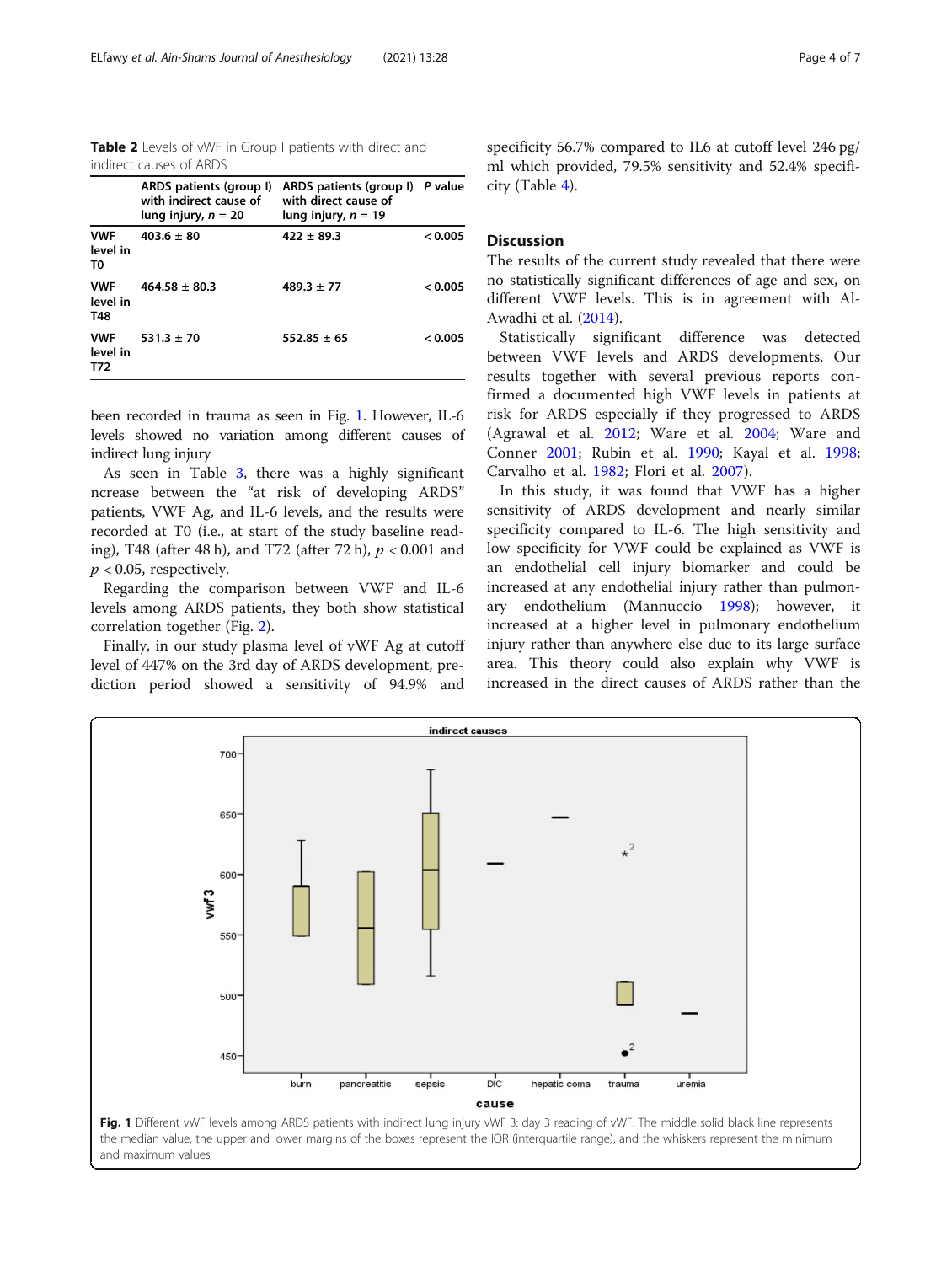**Table 2** Levels of vWF in Group I patients with direct and indirect causes of ARDS

| | ARDS patients (group I) with indirect cause of lung injury, $n$ = 20 | ARDS patients (group I) with direct cause of lung injury, $n$ = 19 | $P$ value |
|---|---|---|---|
| VWF level in T0 | 403.6 ± 80 | 422 ± 89.3 | < 0.005 |
| VWF level in T48 | 464.58 ± 80.3 | 489.3 ± 77 | < 0.005 |
| VWF level in T72 | 531.3 ± 70 | 552.85 ± 65 | < 0.005 |

been recorded in trauma as seen in Fig. 1. However, IL-6 levels showed no variation among different causes of indirect lung injury

As seen in Table 3, there was a highly significant ncrease between the "at risk of developing ARDS" patients, VWF Ag, and IL-6 levels, and the results were recorded at T0 (i.e., at start of the study baseline reading), T48 (after 48 h), and T72 (after 72 h), $p < 0.001$ and $p < 0.05$, respectively.

Regarding the comparison between VWF and IL-6 levels among ARDS patients, they both show statistical correlation together (Fig. 2).

Finally, in our study plasma level of vWF Ag at cutoff level of 447% on the 3rd day of ARDS development, prediction period showed a sensitivity of 94.9% and specificity 56.7% compared to IL6 at cutoff level 246 pg/ml which provided, 79.5% sensitivity and 52.4% specificity (Table 4).

## Discussion

The results of the current study revealed that there were no statistically significant differences of age and sex, on different VWF levels. This is in agreement with Al-Awadhi et al. (2014).

Statistically significant difference was detected between VWF levels and ARDS developments. Our results together with several previous reports confirmed a documented high VWF levels in patients at risk for ARDS especially if they progressed to ARDS (Agrawal et al. 2012; Ware et al. 2004; Ware and Conner 2001; Rubin et al. 1990; Kayal et al. 1998; Carvalho et al. 1982; Flori et al. 2007).

In this study, it was found that VWF has a higher sensitivity of ARDS development and nearly similar specificity compared to IL-6. The high sensitivity and low specificity for VWF could be explained as VWF is an endothelial cell injury biomarker and could be increased at any endothelial injury rather than pulmonary endothelium (Mannuccio 1998); however, it increased at a higher level in pulmonary endothelium injury rather than anywhere else due to its large surface area. This theory could also explain why VWF is increased in the direct causes of ARDS rather than the

**Fig. 1** Different vWF levels among ARDS patients with indirect lung injury vWF 3: day 3 reading of vWF. The middle solid black line represents the median value, the upper and lower margins of the boxes represent the IQR (interquartile range), and the whiskers represent the minimum and maximum values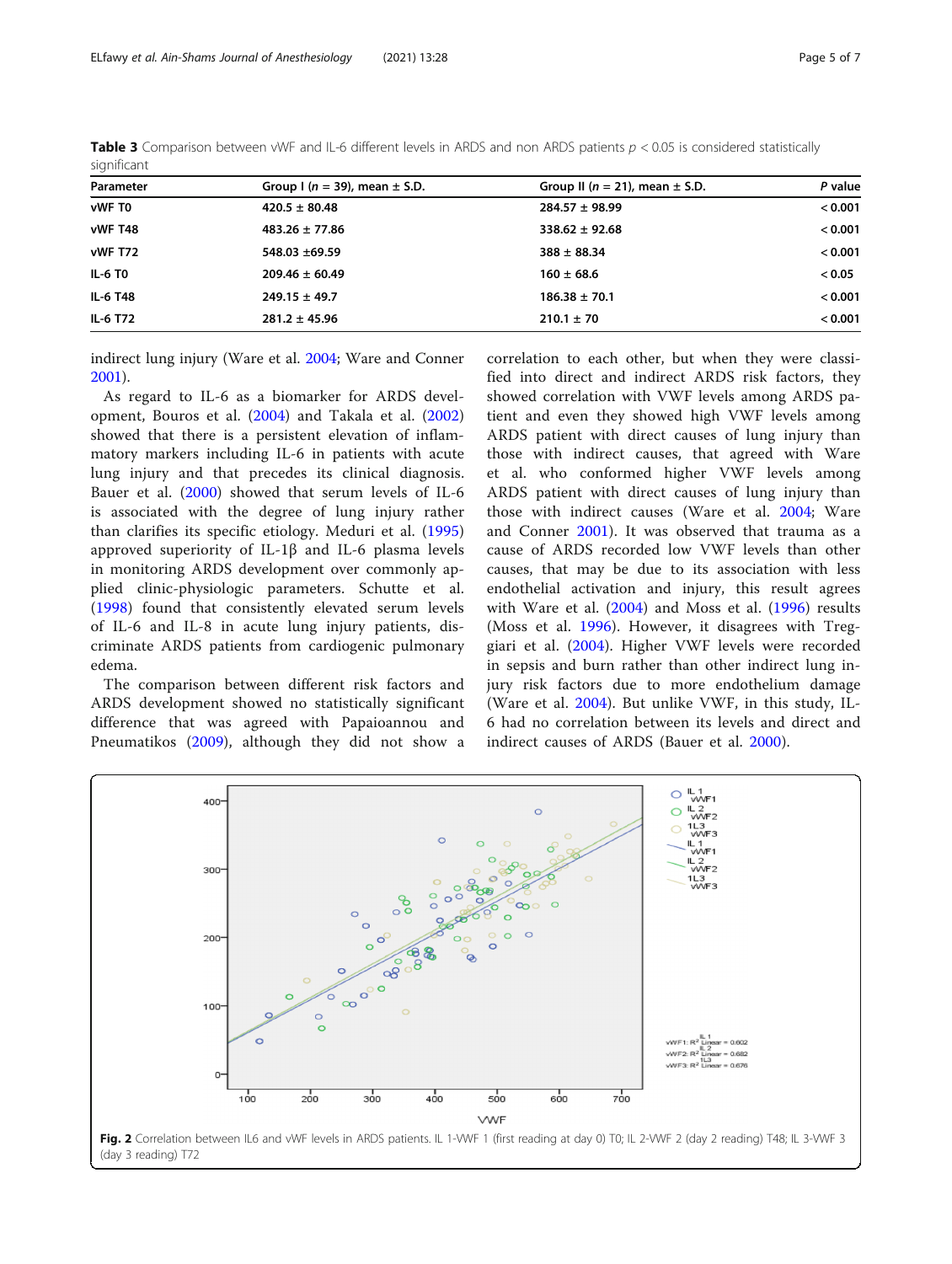**Table 3** Comparison between vWF and IL-6 different levels in ARDS and non ARDS patients $p < 0.05$ is considered statistically significant

| Parameter | Group I ($n$ = 39), mean ± S.D. | Group II ($n$ = 21), mean ± S.D. | P value |
|---|---|---|---|
| vWF T0 | 420.5 ± 80.48 | 284.57 ± 98.99 | < 0.001 |
| vWF T48 | 483.26 ± 77.86 | 338.62 ± 92.68 | < 0.001 |
| vWF T72 | 548.03 ±69.59 | 388 ± 88.34 | < 0.001 |
| IL-6 T0 | 209.46 ± 60.49 | 160 ± 68.6 | < 0.05 |
| IL-6 T48 | 249.15 ± 49.7 | 186.38 ± 70.1 | < 0.001 |
| IL-6 T72 | 281.2 ± 45.96 | 210.1 ± 70 | < 0.001 |

indirect lung injury (Ware et al. 2004; Ware and Conner 2001).

As regard to IL-6 as a biomarker for ARDS development, Bouros et al. (2004) and Takala et al. (2002) showed that there is a persistent elevation of inflammatory markers including IL-6 in patients with acute lung injury and that precedes its clinical diagnosis. Bauer et al. (2000) showed that serum levels of IL-6 is associated with the degree of lung injury rather than clarifies its specific etiology. Meduri et al. (1995) approved superiority of IL-1β and IL-6 plasma levels in monitoring ARDS development over commonly applied clinic-physiologic parameters. Schutte et al. (1998) found that consistently elevated serum levels of IL-6 and IL-8 in acute lung injury patients, discriminate ARDS patients from cardiogenic pulmonary edema.

The comparison between different risk factors and ARDS development showed no statistically significant difference that was agreed with Papaioannou and Pneumatikos (2009), although they did not show a correlation to each other, but when they were classified into direct and indirect ARDS risk factors, they showed correlation with VWF levels among ARDS patient and even they showed high VWF levels among ARDS patient with direct causes of lung injury than those with indirect causes, that agreed with Ware et al. who conformed higher VWF levels among ARDS patient with direct causes of lung injury than those with indirect causes (Ware et al. 2004; Ware and Conner 2001). It was observed that trauma as a cause of ARDS recorded low VWF levels than other causes, that may be due to its association with less endothelial activation and injury, this result agrees with Ware et al. (2004) and Moss et al. (1996) results (Moss et al. 1996). However, it disagrees with Treggiari et al. (2004). Higher VWF levels were recorded in sepsis and burn rather than other indirect lung injury risk factors due to more endothelium damage (Ware et al. 2004). But unlike VWF, in this study, IL-6 had no correlation between its levels and direct and indirect causes of ARDS (Bauer et al. 2000).

**Fig. 2** Correlation between IL6 and vWF levels in ARDS patients. IL 1-VWF 1 (first reading at day 0) T0; IL 2-VWF 2 (day 2 reading) T48; IL 3-VWF 3 (day 3 reading) T72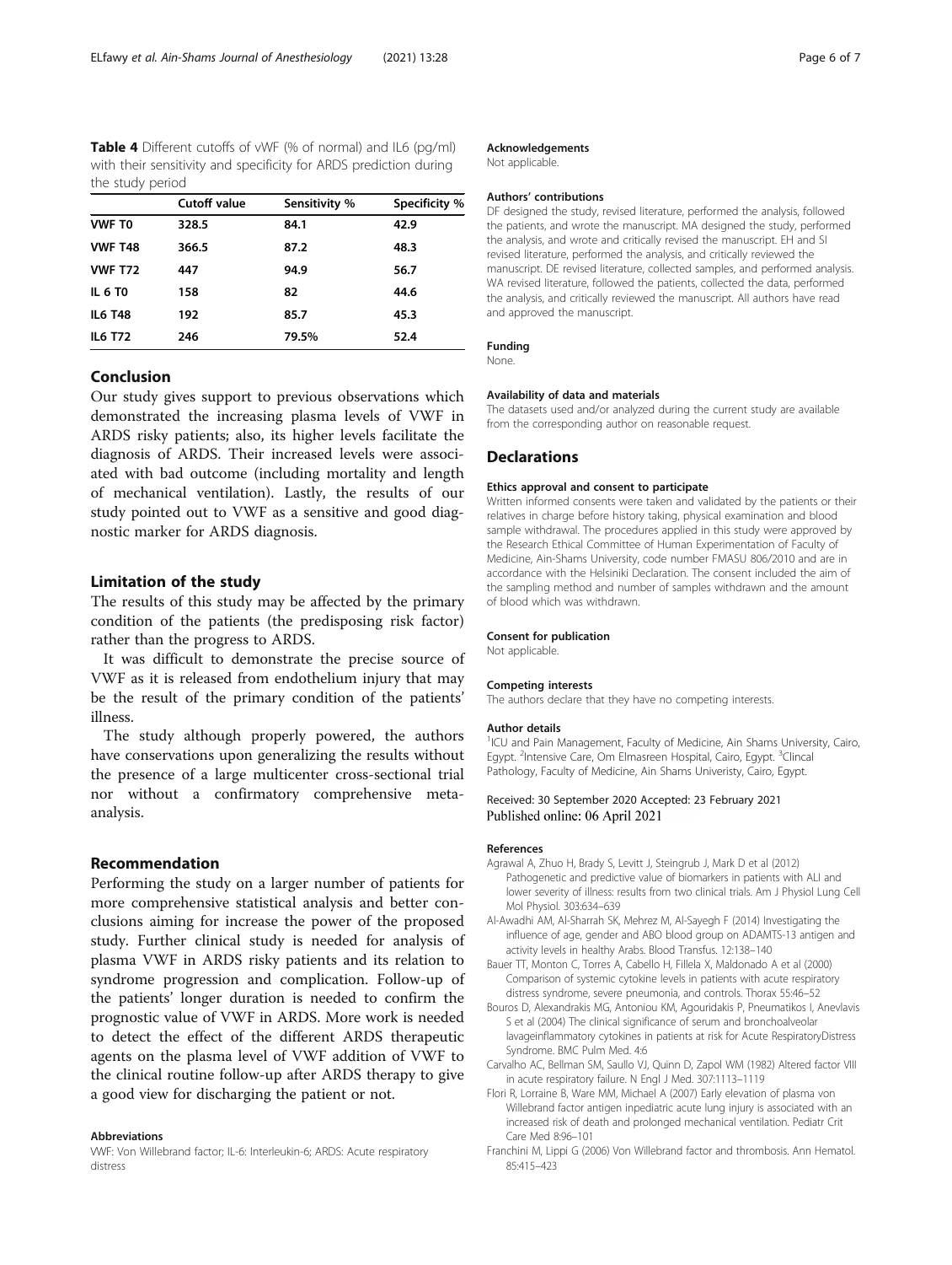**Table 4** Different cutoffs of vWF (% of normal) and IL6 (pg/ml) with their sensitivity and specificity for ARDS prediction during the study period

| | Cutoff value | Sensitivity % | Specificity % |
|---|---|---|---|
| **VWF T0** | 328.5 | 84.1 | 42.9 |
| **VWF T48** | 366.5 | 87.2 | 48.3 |
| **VWF T72** | 447 | 94.9 | 56.7 |
| **IL 6 T0** | 158 | 82 | 44.6 |
| **IL6 T48** | 192 | 85.7 | 45.3 |
| **IL6 T72** | 246 | 79.5% | 52.4 |

## Conclusion

Our study gives support to previous observations which demonstrated the increasing plasma levels of VWF in ARDS risky patients; also, its higher levels facilitate the diagnosis of ARDS. Their increased levels were associated with bad outcome (including mortality and length of mechanical ventilation). Lastly, the results of our study pointed out to VWF as a sensitive and good diagnostic marker for ARDS diagnosis.

## Limitation of the study

The results of this study may be affected by the primary condition of the patients (the predisposing risk factor) rather than the progress to ARDS.

It was difficult to demonstrate the precise source of VWF as it is released from endothelium injury that may be the result of the primary condition of the patients' illness.

The study although properly powered, the authors have conservations upon generalizing the results without the presence of a large multicenter cross-sectional trial nor without a confirmatory comprehensive meta-analysis.

## Recommendation

Performing the study on a larger number of patients for more comprehensive statistical analysis and better conclusions aiming for increase the power of the proposed study. Further clinical study is needed for analysis of plasma VWF in ARDS risky patients and its relation to syndrome progression and complication. Follow-up of the patients' longer duration is needed to confirm the prognostic value of VWF in ARDS. More work is needed to detect the effect of the different ARDS therapeutic agents on the plasma level of VWF addition of VWF to the clinical routine follow-up after ARDS therapy to give a good view for discharging the patient or not.

### Abbreviations

VWF: Von Willebrand factor; IL-6: Interleukin-6; ARDS: Acute respiratory distress

### Acknowledgements

Not applicable.

### Authors' contributions

DF designed the study, revised literature, performed the analysis, followed the patients, and wrote the manuscript. MA designed the study, performed the analysis, and wrote and critically revised the manuscript. EH and SI revised literature, performed the analysis, and critically reviewed the manuscript. DE revised literature, collected samples, and performed analysis. WA revised literature, followed the patients, collected the data, performed the analysis, and critically reviewed the manuscript. All authors have read and approved the manuscript.

### Funding

None.

### Availability of data and materials

The datasets used and/or analyzed during the current study are available from the corresponding author on reasonable request.

## Declarations

### Ethics approval and consent to participate

Written informed consents were taken and validated by the patients or their relatives in charge before history taking, physical examination and blood sample withdrawal. The procedures applied in this study were approved by the Research Ethical Committee of Human Experimentation of Faculty of Medicine, Ain-Shams University, code number FMASU 806/2010 and are in accordance with the Helsiniki Declaration. The consent included the aim of the sampling method and number of samples withdrawn and the amount of blood which was withdrawn.

### Consent for publication

Not applicable.

### Competing interests

The authors declare that they have no competing interests.

### Author details

[1]ICU and Pain Management, Faculty of Medicine, Ain Shams University, Cairo, Egypt. [2]Intensive Care, Om Elmasreen Hospital, Cairo, Egypt. [3]Clincal Pathology, Faculty of Medicine, Ain Shams Univeristy, Cairo, Egypt.

Received: 30 September 2020 Accepted: 23 February 2021
Published online: 06 April 2021

### References

- Agrawal A, Zhuo H, Brady S, Levitt J, Steingrub J, Mark D et al (2012) Pathogenetic and predictive value of biomarkers in patients with ALI and lower severity of illness: results from two clinical trials. Am J Physiol Lung Cell Mol Physiol. 303:634–639
- Al-Awadhi AM, Al-Sharrah SK, Mehrez M, Al-Sayegh F (2014) Investigating the influence of age, gender and ABO blood group on ADAMTS-13 antigen and activity levels in healthy Arabs. Blood Transfus. 12:138–140
- Bauer TT, Monton C, Torres A, Cabello H, Fillela X, Maldonado A et al (2000) Comparison of systemic cytokine levels in patients with acute respiratory distress syndrome, severe pneumonia, and controls. Thorax 55:46–52
- Bouros D, Alexandrakis MG, Antoniou KM, Agouridakis P, Pneumatikos I, Anevlavis S et al (2004) The clinical significance of serum and bronchoalveolar lavageinflammatory cytokines in patients at risk for Acute RespiratoryDistress Syndrome. BMC Pulm Med. 4:6
- Carvalho AC, Bellman SM, Saullo VJ, Quinn D, Zapol WM (1982) Altered factor VIII in acute respiratory failure. N Engl J Med. 307:1113–1119
- Flori R, Lorraine B, Ware MM, Michael A (2007) Early elevation of plasma von Willebrand factor antigen inpediatric acute lung injury is associated with an increased risk of death and prolonged mechanical ventilation. Pediatr Crit Care Med 8:96–101
- Franchini M, Lippi G (2006) Von Willebrand factor and thrombosis. Ann Hematol. 85:415–423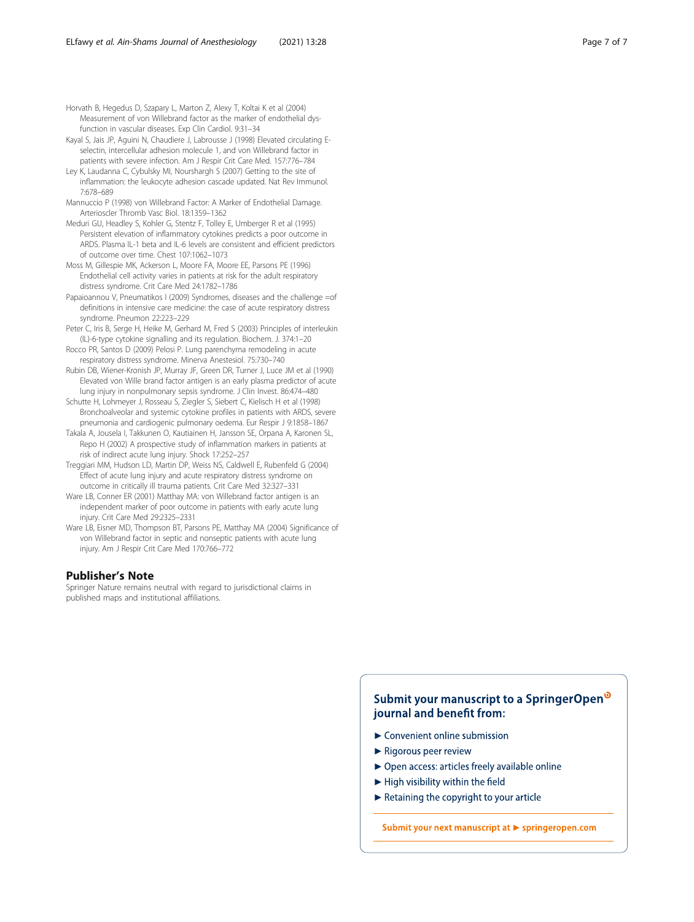Horvath B, Hegedus D, Szapary L, Marton Z, Alexy T, Koltai K et al (2004) Measurement of von Willebrand factor as the marker of endothelial dysfunction in vascular diseases. Exp Clin Cardiol. 9:31–34

Kayal S, Jais JP, Aguini N, Chaudiere J, Labrousse J (1998) Elevated circulating E-selectin, intercellular adhesion molecule 1, and von Willebrand factor in patients with severe infection. Am J Respir Crit Care Med. 157:776–784

Ley K, Laudanna C, Cybulsky MI, Nourshargh S (2007) Getting to the site of inflammation: the leukocyte adhesion cascade updated. Nat Rev Immunol. 7:678–689

Mannuccio P (1998) von Willebrand Factor: A Marker of Endothelial Damage. Arterioscler Thromb Vasc Biol. 18:1359–1362

Meduri GU, Headley S, Kohler G, Stentz F, Tolley E, Umberger R et al (1995) Persistent elevation of inflammatory cytokines predicts a poor outcome in ARDS. Plasma IL-1 beta and IL-6 levels are consistent and efficient predictors of outcome over time. Chest 107:1062–1073

Moss M, Gillespie MK, Ackerson L, Moore FA, Moore EE, Parsons PE (1996) Endothelial cell activity varies in patients at risk for the adult respiratory distress syndrome. Crit Care Med 24:1782–1786

Papaioannou V, Pneumatikos I (2009) Syndromes, diseases and the challenge =of definitions in intensive care medicine: the case of acute respiratory distress syndrome. Pneumon 22:223–229

Peter C, Iris B, Serge H, Heike M, Gerhard M, Fred S (2003) Principles of interleukin (IL)-6-type cytokine signalling and its regulation. Biochem. J. 374:1–20

Rocco PR, Santos D (2009) Pelosi P. Lung parenchyma remodeling in acute respiratory distress syndrome. Minerva Anestesiol. 75:730–740

Rubin DB, Wiener-Kronish JP, Murray JF, Green DR, Turner J, Luce JM et al (1990) Elevated von Wille brand factor antigen is an early plasma predictor of acute lung injury in nonpulmonary sepsis syndrome. J Clin Invest. 86:474–480

Schutte H, Lohmeyer J, Rosseau S, Ziegler S, Siebert C, Kielisch H et al (1998) Bronchoalveolar and systemic cytokine profiles in patients with ARDS, severe pneumonia and cardiogenic pulmonary oedema. Eur Respir J 9:1858–1867

Takala A, Jousela I, Takkunen O, Kautiainen H, Jansson SE, Orpana A, Karonen SL, Repo H (2002) A prospective study of inflammation markers in patients at risk of indirect acute lung injury. Shock 17:252–257

Treggiari MM, Hudson LD, Martin DP, Weiss NS, Caldwell E, Rubenfeld G (2004) Effect of acute lung injury and acute respiratory distress syndrome on outcome in critically ill trauma patients. Crit Care Med 32:327–331

Ware LB, Conner ER (2001) Matthay MA: von Willebrand factor antigen is an independent marker of poor outcome in patients with early acute lung injury. Crit Care Med 29:2325–2331

Ware LB, Eisner MD, Thompson BT, Parsons PE, Matthay MA (2004) Significance of von Willebrand factor in septic and nonseptic patients with acute lung injury. Am J Respir Crit Care Med 170:766–772

## Publisher's Note

Springer Nature remains neutral with regard to jurisdictional claims in published maps and institutional affiliations.